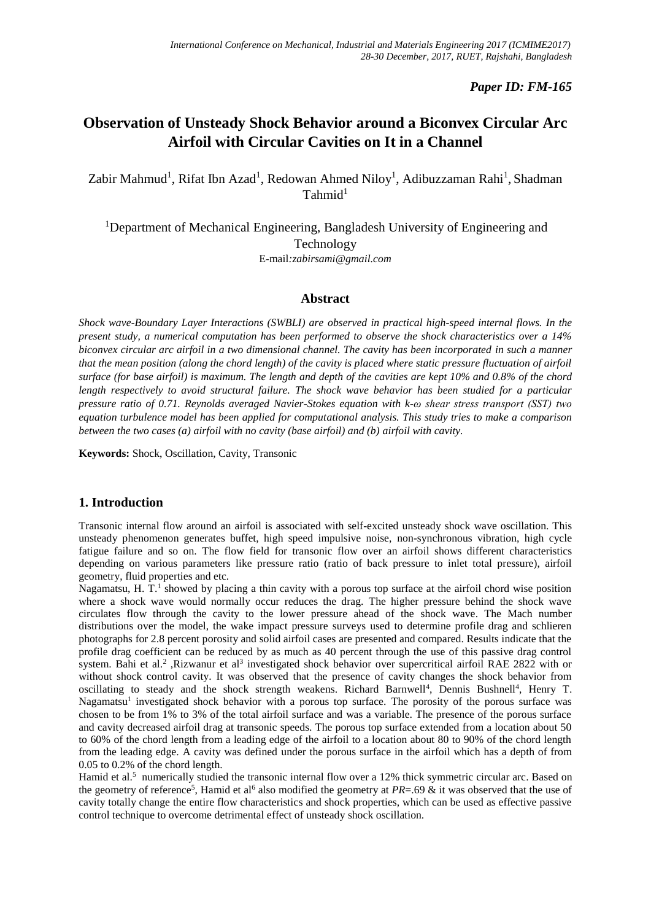*Paper ID: FM-165*

# Observation of Unsteady Shock Behavior around a Biconvex Circular Arc Airfoil with Circular Cavities on It in a Channel

Zabir Mahmud[1], Rifat Ibn Azad[1], Redowan Ahmed Niloy[1], Adibuzzaman Rahi[1], Shadman Tahmid[1]

[1]Department of Mechanical Engineering, Bangladesh University of Engineering and Technology

E-mail:*zabirsami@gmail.com*

## Abstract

*Shock wave-Boundary Layer Interactions (SWBLI) are observed in practical high-speed internal flows. In the present study, a numerical computation has been performed to observe the shock characteristics over a 14% biconvex circular arc airfoil in a two dimensional channel. The cavity has been incorporated in such a manner that the mean position (along the chord length) of the cavity is placed where static pressure fluctuation of airfoil surface (for base airfoil) is maximum. The length and depth of the cavities are kept 10% and 0.8% of the chord length respectively to avoid structural failure. The shock wave behavior has been studied for a particular pressure ratio of 0.71. Reynolds averaged Navier-Stokes equation with k-ω shear stress transport (SST) two equation turbulence model has been applied for computational analysis. This study tries to make a comparison between the two cases (a) airfoil with no cavity (base airfoil) and (b) airfoil with cavity.*

**Keywords:** Shock, Oscillation, Cavity, Transonic

## 1. Introduction

Transonic internal flow around an airfoil is associated with self-excited unsteady shock wave oscillation. This unsteady phenomenon generates buffet, high speed impulsive noise, non-synchronous vibration, high cycle fatigue failure and so on. The flow field for transonic flow over an airfoil shows different characteristics depending on various parameters like pressure ratio (ratio of back pressure to inlet total pressure), airfoil geometry, fluid properties and etc.

Nagamatsu, H. T.[1] showed by placing a thin cavity with a porous top surface at the airfoil chord wise position where a shock wave would normally occur reduces the drag. The higher pressure behind the shock wave circulates flow through the cavity to the lower pressure ahead of the shock wave. The Mach number distributions over the model, the wake impact pressure surveys used to determine profile drag and schlieren photographs for 2.8 percent porosity and solid airfoil cases are presented and compared. Results indicate that the profile drag coefficient can be reduced by as much as 40 percent through the use of this passive drag control system. Bahi et al.[2] ,Rizwanur et al[3] investigated shock behavior over supercritical airfoil RAE 2822 with or without shock control cavity. It was observed that the presence of cavity changes the shock behavior from oscillating to steady and the shock strength weakens. Richard Barnwell[4], Dennis Bushnell[4], Henry T. Nagamatsu[1] investigated shock behavior with a porous top surface. The porosity of the porous surface was chosen to be from 1% to 3% of the total airfoil surface and was a variable. The presence of the porous surface and cavity decreased airfoil drag at transonic speeds. The porous top surface extended from a location about 50 to 60% of the chord length from a leading edge of the airfoil to a location about 80 to 90% of the chord length from the leading edge. A cavity was defined under the porous surface in the airfoil which has a depth of from 0.05 to 0.2% of the chord length.

Hamid et al.[5] numerically studied the transonic internal flow over a 12% thick symmetric circular arc. Based on the geometry of reference[5], Hamid et al[6] also modified the geometry at *PR*=.69 & it was observed that the use of cavity totally change the entire flow characteristics and shock properties, which can be used as effective passive control technique to overcome detrimental effect of unsteady shock oscillation.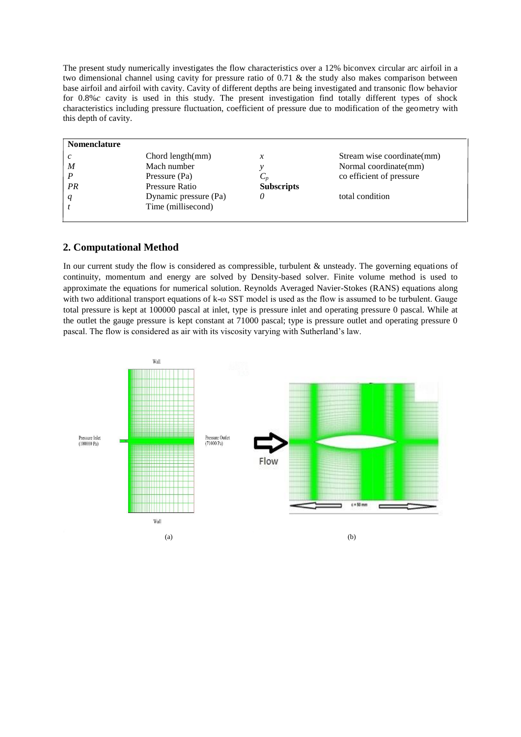The present study numerically investigates the flow characteristics over a 12% biconvex circular arc airfoil in a two dimensional channel using cavity for pressure ratio of 0.71 & the study also makes comparison between base airfoil and airfoil with cavity. Cavity of different depths are being investigated and transonic flow behavior for 0.8%*c* cavity is used in this study. The present investigation find totally different types of shock characteristics including pressure fluctuation, coefficient of pressure due to modification of the geometry with this depth of cavity.

| **Nomenclature** | | | |
|---|---|---|---|
| $c$ | Chord length(mm) | $x$ | Stream wise coordinate(mm) |
| $M$ | Mach number | $y$ | Normal coordinate(mm) |
| $P$ | Pressure (Pa) | $C_p$ | co efficient of pressure |
| $PR$ | Pressure Ratio | **Subscripts** | |
| $q$ | Dynamic pressure (Pa) | $0$ | total condition |
| $t$ | Time (millisecond) | | |

## 2. Computational Method

In our current study the flow is considered as compressible, turbulent & unsteady. The governing equations of continuity, momentum and energy are solved by Density-based solver. Finite volume method is used to approximate the equations for numerical solution. Reynolds Averaged Navier-Stokes (RANS) equations along with two additional transport equations of k-ω SST model is used as the flow is assumed to be turbulent. Gauge total pressure is kept at 100000 pascal at inlet, type is pressure inlet and operating pressure 0 pascal. While at the outlet the gauge pressure is kept constant at 71000 pascal; type is pressure outlet and operating pressure 0 pascal. The flow is considered as air with its viscosity varying with Sutherland's law.

Wall

Pressure Inlet (100000 Pa)

Pressure Outlet (71000 Pa)

Wall

Flow

c = 50 mm

(a) (b)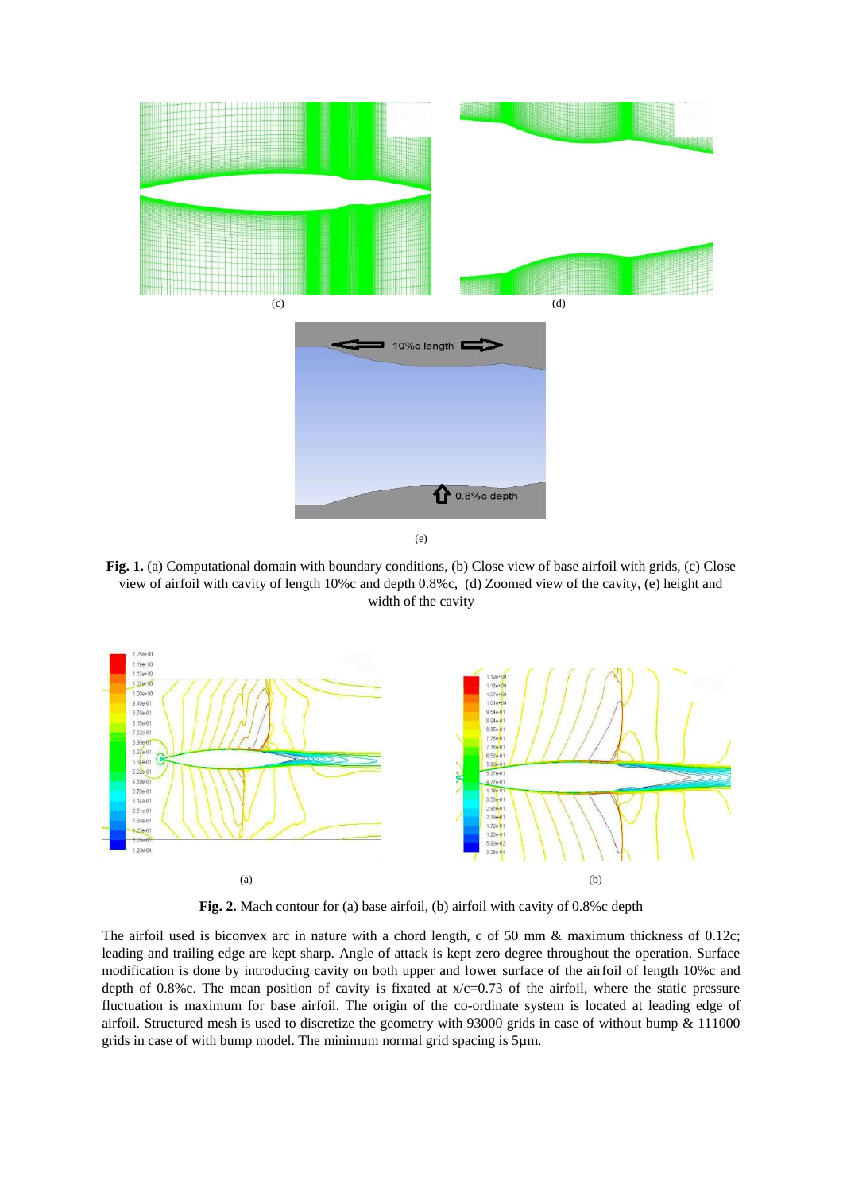**Fig. 1.** (a) Computational domain with boundary conditions, (b) Close view of base airfoil with grids, (c) Close view of airfoil with cavity of length 10%c and depth 0.8%c, (d) Zoomed view of the cavity, (e) height and width of the cavity

**Fig. 2.** Mach contour for (a) base airfoil, (b) airfoil with cavity of 0.8%c depth

The airfoil used is biconvex arc in nature with a chord length, c of 50 mm & maximum thickness of 0.12c; leading and trailing edge are kept sharp. Angle of attack is kept zero degree throughout the operation. Surface modification is done by introducing cavity on both upper and lower surface of the airfoil of length 10%c and depth of 0.8%c. The mean position of cavity is fixated at $x/c=0.73$ of the airfoil, where the static pressure fluctuation is maximum for base airfoil. The origin of the co-ordinate system is located at leading edge of airfoil. Structured mesh is used to discretize the geometry with 93000 grids in case of without bump & 111000 grids in case of with bump model. The minimum normal grid spacing is 5μm.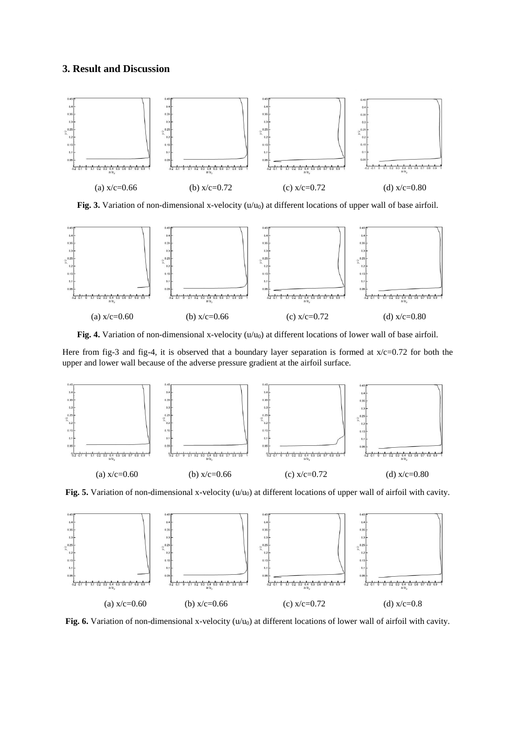## 3. Result and Discussion

(a) x/c=0.66 (b) x/c=0.72 (c) x/c=0.72 (d) x/c=0.80

**Fig. 3.** Variation of non-dimensional x-velocity ($u/u_0$) at different locations of upper wall of base airfoil.

(a) x/c=0.60 (b) x/c=0.66 (c) x/c=0.72 (d) x/c=0.80

**Fig. 4.** Variation of non-dimensional x-velocity ($u/u_0$) at different locations of lower wall of base airfoil.

Here from fig-3 and fig-4, it is observed that a boundary layer separation is formed at x/c=0.72 for both the upper and lower wall because of the adverse pressure gradient at the airfoil surface.

(a) x/c=0.60 (b) x/c=0.66 (c) x/c=0.72 (d) x/c=0.80

**Fig. 5.** Variation of non-dimensional x-velocity ($u/u_0$) at different locations of upper wall of airfoil with cavity.

(a) x/c=0.60 (b) x/c=0.66 (c) x/c=0.72 (d) x/c=0.8

**Fig. 6.** Variation of non-dimensional x-velocity ($u/u_0$) at different locations of lower wall of airfoil with cavity.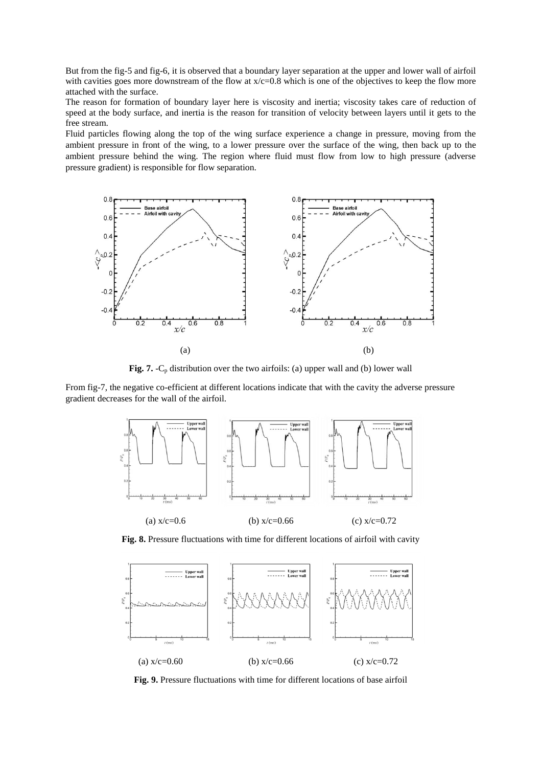But from the fig-5 and fig-6, it is observed that a boundary layer separation at the upper and lower wall of airfoil with cavities goes more downstream of the flow at $x/c=0.8$ which is one of the objectives to keep the flow more attached with the surface.

The reason for formation of boundary layer here is viscosity and inertia; viscosity takes care of reduction of speed at the body surface, and inertia is the reason for transition of velocity between layers until it gets to the free stream.

Fluid particles flowing along the top of the wing surface experience a change in pressure, moving from the ambient pressure in front of the wing, to a lower pressure over the surface of the wing, then back up to the ambient pressure behind the wing. The region where fluid must flow from low to high pressure (adverse pressure gradient) is responsible for flow separation.

(a) (b)

**Fig. 7.** -$C_p$ distribution over the two airfoils: (a) upper wall and (b) lower wall

From fig-7, the negative co-efficient at different locations indicate that with the cavity the adverse pressure gradient decreases for the wall of the airfoil.

(a) $x/c=0.6$ (b) $x/c=0.66$ (c) $x/c=0.72$

**Fig. 8.** Pressure fluctuations with time for different locations of airfoil with cavity

(a) $x/c=0.60$ (b) $x/c=0.66$ (c) $x/c=0.72$

**Fig. 9.** Pressure fluctuations with time for different locations of base airfoil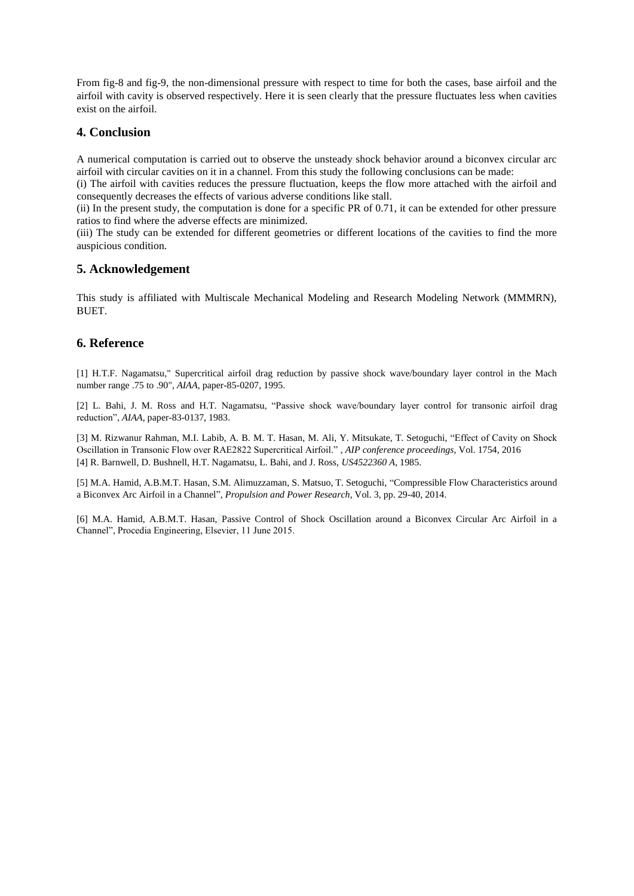From fig-8 and fig-9, the non-dimensional pressure with respect to time for both the cases, base airfoil and the airfoil with cavity is observed respectively. Here it is seen clearly that the pressure fluctuates less when cavities exist on the airfoil.

## 4. Conclusion

A numerical computation is carried out to observe the unsteady shock behavior around a biconvex circular arc airfoil with circular cavities on it in a channel. From this study the following conclusions can be made:

(i) The airfoil with cavities reduces the pressure fluctuation, keeps the flow more attached with the airfoil and consequently decreases the effects of various adverse conditions like stall.

(ii) In the present study, the computation is done for a specific PR of 0.71, it can be extended for other pressure ratios to find where the adverse effects are minimized.

(iii) The study can be extended for different geometries or different locations of the cavities to find the more auspicious condition.

## 5. Acknowledgement

This study is affiliated with Multiscale Mechanical Modeling and Research Modeling Network (MMMRN), BUET.

## 6. Reference

[1] H.T.F. Nagamatsu," Supercritical airfoil drag reduction by passive shock wave/boundary layer control in the Mach number range .75 to .90", *AIAA*, paper-85-0207, 1995.

[2] L. Bahi, J. M. Ross and H.T. Nagamatsu, "Passive shock wave/boundary layer control for transonic airfoil drag reduction", *AIAA*, paper-83-0137, 1983.

[3] M. Rizwanur Rahman, M.I. Labib, A. B. M. T. Hasan, M. Ali, Y. Mitsukate, T. Setoguchi, "Effect of Cavity on Shock Oscillation in Transonic Flow over RAE2822 Supercritical Airfoil." , *AIP conference proceedings*, Vol. 1754, 2016

[4] R. Barnwell, D. Bushnell, H.T. Nagamatsu, L. Bahi, and J. Ross, *US4522360 A*, 1985.

[5] M.A. Hamid, A.B.M.T. Hasan, S.M. Alimuzzaman, S. Matsuo, T. Setoguchi, "Compressible Flow Characteristics around a Biconvex Arc Airfoil in a Channel", *Propulsion and Power Research*, Vol. 3, pp. 29-40, 2014.

[6] M.A. Hamid, A.B.M.T. Hasan, Passive Control of Shock Oscillation around a Biconvex Circular Arc Airfoil in a Channel", Procedia Engineering, Elsevier, 11 June 2015.